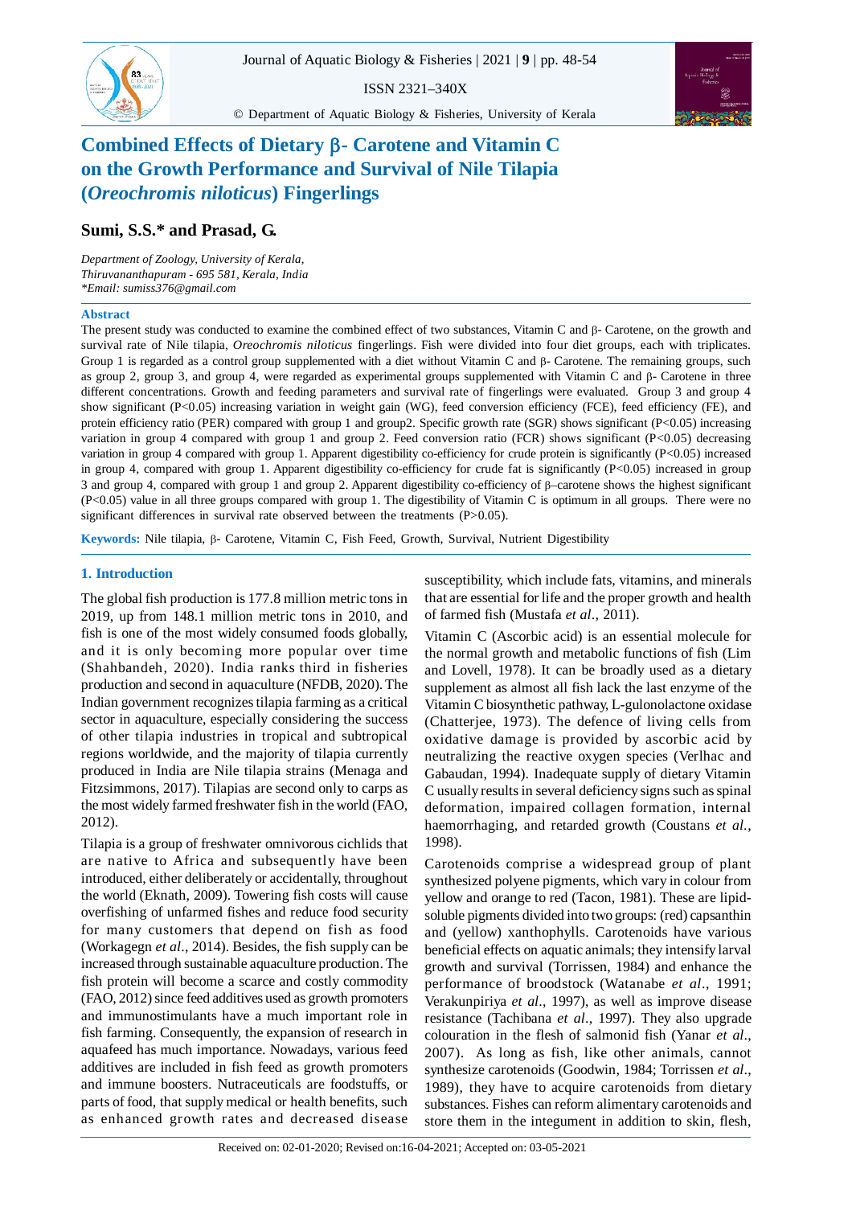# Combined Effects of Dietary β- Carotene and Vitamin C on the Growth Performance and Survival of Nile Tilapia (*Oreochromis niloticus*) Fingerlings

**Sumi, S.S.* and Prasad, G.**

*Department of Zoology, University of Kerala, Thiruvananthapuram - 695 581, Kerala, India*
*\*Email: sumiss376@gmail.com*

## Abstract

The present study was conducted to examine the combined effect of two substances, Vitamin C and β- Carotene, on the growth and survival rate of Nile tilapia, *Oreochromis niloticus* fingerlings. Fish were divided into four diet groups, each with triplicates. Group 1 is regarded as a control group supplemented with a diet without Vitamin C and β- Carotene. The remaining groups, such as group 2, group 3, and group 4, were regarded as experimental groups supplemented with Vitamin C and β- Carotene in three different concentrations. Growth and feeding parameters and survival rate of fingerlings were evaluated. Group 3 and group 4 show significant ($P<0.05$) increasing variation in weight gain (WG), feed conversion efficiency (FCE), feed efficiency (FE), and protein efficiency ratio (PER) compared with group 1 and group2. Specific growth rate (SGR) shows significant ($P<0.05$) increasing variation in group 4 compared with group 1 and group 2. Feed conversion ratio (FCR) shows significant ($P<0.05$) decreasing variation in group 4 compared with group 1. Apparent digestibility co-efficiency for crude protein is significantly ($P<0.05$) increased in group 4, compared with group 1. Apparent digestibility co-efficiency for crude fat is significantly ($P<0.05$) increased in group 3 and group 4, compared with group 1 and group 2. Apparent digestibility co-efficiency of β–carotene shows the highest significant ($P<0.05$) value in all three groups compared with group 1. The digestibility of Vitamin C is optimum in all groups. There were no significant differences in survival rate observed between the treatments ($P>0.05$).

**Keywords:** Nile tilapia, β- Carotene, Vitamin C, Fish Feed, Growth, Survival, Nutrient Digestibility

## 1. Introduction

The global fish production is 177.8 million metric tons in 2019, up from 148.1 million metric tons in 2010, and fish is one of the most widely consumed foods globally, and it is only becoming more popular over time (Shahbandeh, 2020). India ranks third in fisheries production and second in aquaculture (NFDB, 2020). The Indian government recognizes tilapia farming as a critical sector in aquaculture, especially considering the success of other tilapia industries in tropical and subtropical regions worldwide, and the majority of tilapia currently produced in India are Nile tilapia strains (Menaga and Fitzsimmons, 2017). Tilapias are second only to carps as the most widely farmed freshwater fish in the world (FAO, 2012).

Tilapia is a group of freshwater omnivorous cichlids that are native to Africa and subsequently have been introduced, either deliberately or accidentally, throughout the world (Eknath, 2009). Towering fish costs will cause overfishing of unfarmed fishes and reduce food security for many customers that depend on fish as food (Workagegn *et al*., 2014). Besides, the fish supply can be increased through sustainable aquaculture production. The fish protein will become a scarce and costly commodity (FAO, 2012) since feed additives used as growth promoters and immunostimulants have a much important role in fish farming. Consequently, the expansion of research in aquafeed has much importance. Nowadays, various feed additives are included in fish feed as growth promoters and immune boosters. Nutraceuticals are foodstuffs, or parts of food, that supply medical or health benefits, such as enhanced growth rates and decreased disease susceptibility, which include fats, vitamins, and minerals that are essential for life and the proper growth and health of farmed fish (Mustafa *et al*., 2011).

Vitamin C (Ascorbic acid) is an essential molecule for the normal growth and metabolic functions of fish (Lim and Lovell, 1978). It can be broadly used as a dietary supplement as almost all fish lack the last enzyme of the Vitamin C biosynthetic pathway, L-gulonolactone oxidase (Chatterjee, 1973). The defence of living cells from oxidative damage is provided by ascorbic acid by neutralizing the reactive oxygen species (Verlhac and Gabaudan, 1994). Inadequate supply of dietary Vitamin C usually results in several deficiency signs such as spinal deformation, impaired collagen formation, internal haemorrhaging, and retarded growth (Coustans *et al.*, 1998).

Carotenoids comprise a widespread group of plant synthesized polyene pigments, which vary in colour from yellow and orange to red (Tacon, 1981). These are lipid-soluble pigments divided into two groups: (red) capsanthin and (yellow) xanthophylls. Carotenoids have various beneficial effects on aquatic animals; they intensify larval growth and survival (Torrissen, 1984) and enhance the performance of broodstock (Watanabe *et al*., 1991; Verakunpiriya *et al*., 1997), as well as improve disease resistance (Tachibana *et al*., 1997). They also upgrade colouration in the flesh of salmonid fish (Yanar *et al*., 2007). As long as fish, like other animals, cannot synthesize carotenoids (Goodwin, 1984; Torrissen *et al*., 1989), they have to acquire carotenoids from dietary substances. Fishes can reform alimentary carotenoids and store them in the integument in addition to skin, flesh,

Received on: 02-01-2020; Revised on:16-04-2021; Accepted on: 03-05-2021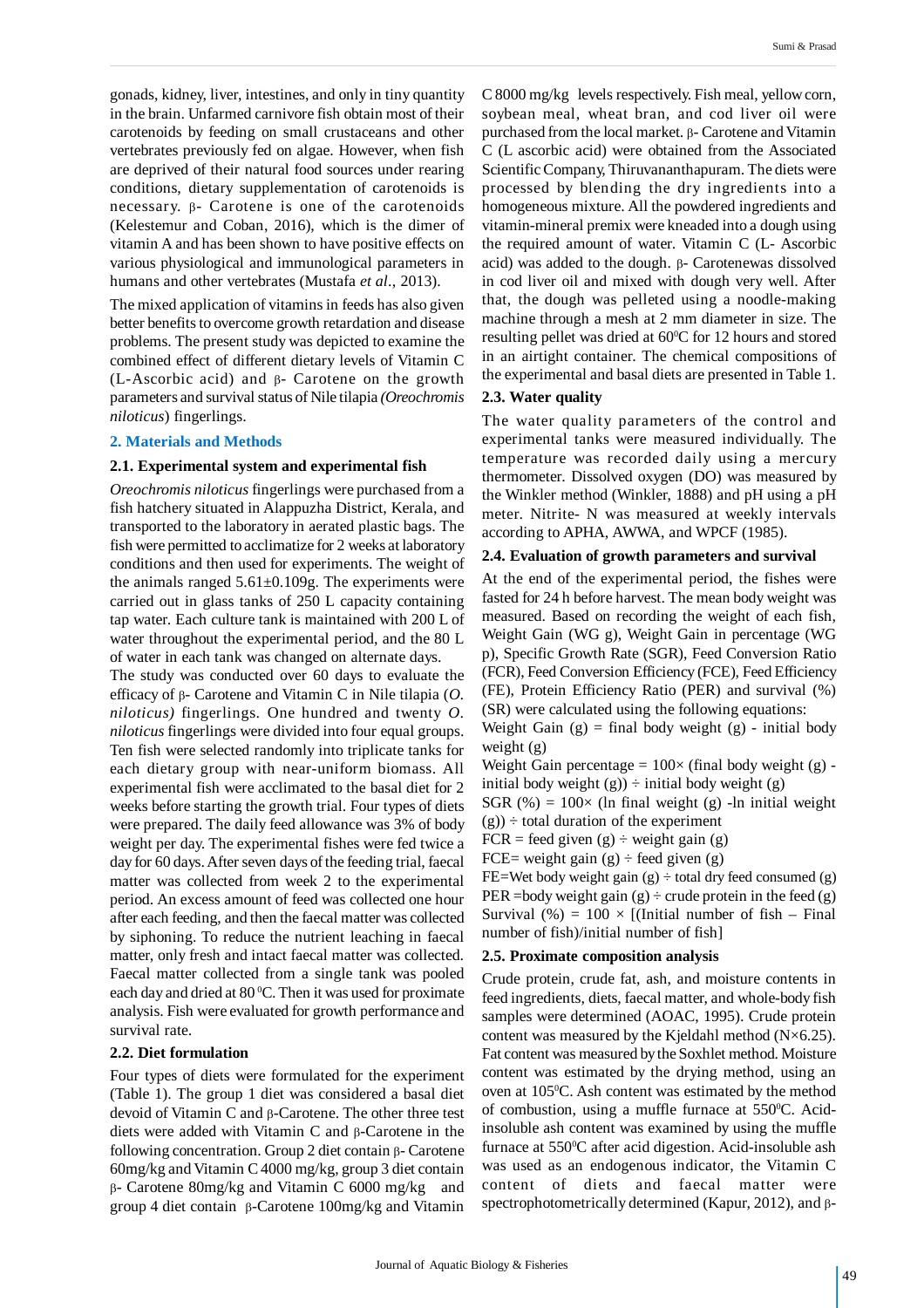gonads, kidney, liver, intestines, and only in tiny quantity in the brain. Unfarmed carnivore fish obtain most of their carotenoids by feeding on small crustaceans and other vertebrates previously fed on algae. However, when fish are deprived of their natural food sources under rearing conditions, dietary supplementation of carotenoids is necessary. β- Carotene is one of the carotenoids (Kelestemur and Coban, 2016), which is the dimer of vitamin A and has been shown to have positive effects on various physiological and immunological parameters in humans and other vertebrates (Mustafa *et al*., 2013).

The mixed application of vitamins in feeds has also given better benefits to overcome growth retardation and disease problems. The present study was depicted to examine the combined effect of different dietary levels of Vitamin C (L-Ascorbic acid) and β- Carotene on the growth parameters and survival status of Nile tilapia *(Oreochromis niloticus*) fingerlings.

## 2. Materials and Methods

### 2.1. Experimental system and experimental fish

*Oreochromis niloticus* fingerlings were purchased from a fish hatchery situated in Alappuzha District, Kerala, and transported to the laboratory in aerated plastic bags. The fish were permitted to acclimatize for 2 weeks at laboratory conditions and then used for experiments. The weight of the animals ranged 5.61±0.109g. The experiments were carried out in glass tanks of 250 L capacity containing tap water. Each culture tank is maintained with 200 L of water throughout the experimental period, and the 80 L of water in each tank was changed on alternate days.

The study was conducted over 60 days to evaluate the efficacy of β- Carotene and Vitamin C in Nile tilapia (*O. niloticus)* fingerlings. One hundred and twenty *O. niloticus* fingerlings were divided into four equal groups. Ten fish were selected randomly into triplicate tanks for each dietary group with near-uniform biomass. All experimental fish were acclimated to the basal diet for 2 weeks before starting the growth trial. Four types of diets were prepared. The daily feed allowance was 3% of body weight per day. The experimental fishes were fed twice a day for 60 days. After seven days of the feeding trial, faecal matter was collected from week 2 to the experimental period. An excess amount of feed was collected one hour after each feeding, and then the faecal matter was collected by siphoning. To reduce the nutrient leaching in faecal matter, only fresh and intact faecal matter was collected. Faecal matter collected from a single tank was pooled each day and dried at 80 $^{0}$C. Then it was used for proximate analysis. Fish were evaluated for growth performance and survival rate.

### 2.2. Diet formulation

Four types of diets were formulated for the experiment (Table 1). The group 1 diet was considered a basal diet devoid of Vitamin C and β-Carotene. The other three test diets were added with Vitamin C and β-Carotene in the following concentration. Group 2 diet contain β- Carotene 60mg/kg and Vitamin C 4000 mg/kg, group 3 diet contain β- Carotene 80mg/kg and Vitamin C 6000 mg/kg and group 4 diet contain β-Carotene 100mg/kg and Vitamin C 8000 mg/kg levels respectively. Fish meal, yellow corn, soybean meal, wheat bran, and cod liver oil were purchased from the local market. β- Carotene and Vitamin C (L ascorbic acid) were obtained from the Associated Scientific Company, Thiruvananthapuram. The diets were processed by blending the dry ingredients into a homogeneous mixture. All the powdered ingredients and vitamin-mineral premix were kneaded into a dough using the required amount of water. Vitamin C (L- Ascorbic acid) was added to the dough. β- Carotenewas dissolved in cod liver oil and mixed with dough very well. After that, the dough was pelleted using a noodle-making machine through a mesh at 2 mm diameter in size. The resulting pellet was dried at 60$^{0}$C for 12 hours and stored in an airtight container. The chemical compositions of the experimental and basal diets are presented in Table 1.

### 2.3. Water quality

The water quality parameters of the control and experimental tanks were measured individually. The temperature was recorded daily using a mercury thermometer. Dissolved oxygen (DO) was measured by the Winkler method (Winkler, 1888) and pH using a pH meter. Nitrite- N was measured at weekly intervals according to APHA, AWWA, and WPCF (1985).

### 2.4. Evaluation of growth parameters and survival

At the end of the experimental period, the fishes were fasted for 24 h before harvest. The mean body weight was measured. Based on recording the weight of each fish, Weight Gain (WG g), Weight Gain in percentage (WG p), Specific Growth Rate (SGR), Feed Conversion Ratio (FCR), Feed Conversion Efficiency (FCE), Feed Efficiency (FE), Protein Efficiency Ratio (PER) and survival (%) (SR) were calculated using the following equations:

Weight Gain (g) = final body weight (g) - initial body weight (g)

Weight Gain percentage = 100× (final body weight (g) - initial body weight (g)) ÷ initial body weight (g)

SGR (%) = 100× (ln final weight (g) -ln initial weight (g)) ÷ total duration of the experiment

FCR = feed given (g) ÷ weight gain (g)

FCE= weight gain (g) ÷ feed given (g)

FE=Wet body weight gain (g) ÷ total dry feed consumed (g)

PER =body weight gain (g) ÷ crude protein in the feed (g)

Survival (%) = 100 × [(Initial number of fish – Final number of fish)/initial number of fish]

### 2.5. Proximate composition analysis

Crude protein, crude fat, ash, and moisture contents in feed ingredients, diets, faecal matter, and whole-body fish samples were determined (AOAC, 1995). Crude protein content was measured by the Kjeldahl method (N×6.25). Fat content was measured by the Soxhlet method. Moisture content was estimated by the drying method, using an oven at 105$^{0}$C. Ash content was estimated by the method of combustion, using a muffle furnace at 550$^{0}$C. Acid-insoluble ash content was examined by using the muffle furnace at 550$^{0}$C after acid digestion. Acid-insoluble ash was used as an endogenous indicator, the Vitamin C content of diets and faecal matter were spectrophotometrically determined (Kapur, 2012), and β-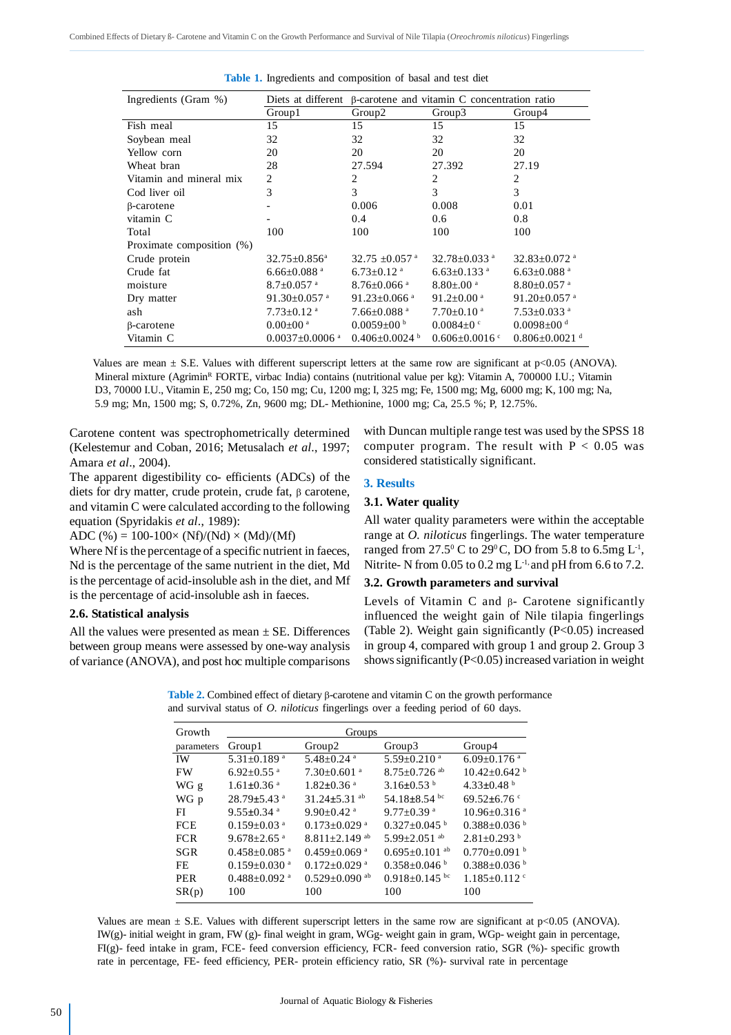**Table 1.** Ingredients and composition of basal and test diet

| Ingredients (Gram %) | Diets at different β-carotene and vitamin C concentration ratio | | | |
|---|---|---|---|---|
| | Group1 | Group2 | Group3 | Group4 |
| Fish meal | 15 | 15 | 15 | 15 |
| Soybean meal | 32 | 32 | 32 | 32 |
| Yellow corn | 20 | 20 | 20 | 20 |
| Wheat bran | 28 | 27.594 | 27.392 | 27.19 |
| Vitamin and mineral mix | 2 | 2 | 2 | 2 |
| Cod liver oil | 3 | 3 | 3 | 3 |
| β-carotene | - | 0.006 | 0.008 | 0.01 |
| vitamin C | - | 0.4 | 0.6 | 0.8 |
| Total | 100 | 100 | 100 | 100 |
| Proximate composition (%) | | | | |
| Crude protein | 32.75±0.856[a] | 32.75 ±0.057 [a] | 32.78±0.033 [a] | 32.83±0.072 [a] |
| Crude fat | 6.66±0.088 [a] | 6.73±0.12 [a] | 6.63±0.133 [a] | 6.63±0.088 [a] |
| moisture | 8.7±0.057 [a] | 8.76±0.066 [a] | 8.80±.00 [a] | 8.80±0.057 [a] |
| Dry matter | 91.30±0.057 [a] | 91.23±0.066 [a] | 91.2±0.00 [a] | 91.20±0.057 [a] |
| ash | 7.73±0.12 [a] | 7.66±0.088 [a] | 7.70±0.10 [a] | 7.53±0.033 [a] |
| β-carotene | 0.00±00 [a] | 0.0059±00 [b] | 0.0084±0 [c] | 0.0098±00 [d] |
| Vitamin C | 0.0037±0.0006 [a] | 0.406±0.0024 [b] | 0.606±0.0016 [c] | 0.806±0.0021 [d] |

Values are mean ± S.E. Values with different superscript letters at the same row are significant at p<0.05 (ANOVA). Mineral mixture (Agrimin[R] FORTE, virbac India) contains (nutritional value per kg): Vitamin A, 700000 I.U.; Vitamin D3, 70000 I.U., Vitamin E, 250 mg; Co, 150 mg; Cu, 1200 mg; I, 325 mg; Fe, 1500 mg; Mg, 6000 mg; K, 100 mg; Na, 5.9 mg; Mn, 1500 mg; S, 0.72%, Zn, 9600 mg; DL- Methionine, 1000 mg; Ca, 25.5 %; P, 12.75%.

Carotene content was spectrophotometrically determined (Kelestemur and Coban, 2016; Metusalach *et al*., 1997; Amara *et al*., 2004).

The apparent digestibility co- efficients (ADCs) of the diets for dry matter, crude protein, crude fat, β carotene, and vitamin C were calculated according to the following equation (Spyridakis *et al*., 1989):

$$ADC (\%) = 100 - 100 \times (Nf)/(Nd) \times (Md)/(Mf)$$

Where Nf is the percentage of a specific nutrient in faeces, Nd is the percentage of the same nutrient in the diet, Md is the percentage of acid-insoluble ash in the diet, and Mf is the percentage of acid-insoluble ash in faeces.

### 2.6. Statistical analysis

All the values were presented as mean ± SE. Differences between group means were assessed by one-way analysis of variance (ANOVA), and post hoc multiple comparisons with Duncan multiple range test was used by the SPSS 18 computer program. The result with $P < 0.05$ was considered statistically significant.

## 3. Results

### 3.1. Water quality

All water quality parameters were within the acceptable range at *O. niloticus* fingerlings. The water temperature ranged from 27.5$^0$ C to 29$^0$C, DO from 5.8 to 6.5mg $L^{-1}$, Nitrite- N from 0.05 to 0.2 mg $L^{-1}$, and pH from 6.6 to 7.2.

### 3.2. Growth parameters and survival

Levels of Vitamin C and β- Carotene significantly influenced the weight gain of Nile tilapia fingerlings (Table 2). Weight gain significantly (P<0.05) increased in group 4, compared with group 1 and group 2. Group 3 shows significantly (P<0.05) increased variation in weight

**Table 2.** Combined effect of dietary β-carotene and vitamin C on the growth performance and survival status of *O. niloticus* fingerlings over a feeding period of 60 days.

| Growth | Groups | | | |
|---|---|---|---|---|
| parameters | Group1 | Group2 | Group3 | Group4 |
| IW | 5.31±0.189 [a] | 5.48±0.24 [a] | 5.59±0.210 [a] | 6.09±0.176 [a] |
| FW | 6.92±0.55 [a] | 7.30±0.601 [a] | 8.75±0.726 [ab] | 10.42±0.642 [b] |
| WG g | 1.61±0.36 [a] | 1.82±0.36 [a] | 3.16±0.53 [b] | 4.33±0.48 [b] |
| WG p | 28.79±5.43 [a] | 31.24±5.31 [ab] | 54.18±8.54 [bc] | 69.52±6.76 [c] |
| FI | 9.55±0.34 [a] | 9.90±0.42 [a] | 9.77±0.39 [a] | 10.96±0.316 [a] |
| FCE | 0.159±0.03 [a] | 0.173±0.029 [a] | 0.327±0.045 [b] | 0.388±0.036 [b] |
| FCR | 9.678±2.65 [a] | 8.811±2.149 [ab] | 5.99±2.051 [ab] | 2.81±0.293 [b] |
| SGR | 0.458±0.085 [a] | 0.459±0.069 [a] | 0.695±0.101 [ab] | 0.770±0.091 [b] |
| FE | 0.159±0.030 [a] | 0.172±0.029 [a] | 0.358±0.046 [b] | 0.388±0.036 [b] |
| PER | 0.488±0.092 [a] | 0.529±0.090 [ab] | 0.918±0.145 [bc] | 1.185±0.112 [c] |
| SR(p) | 100 | 100 | 100 | 100 |

Values are mean ± S.E. Values with different superscript letters in the same row are significant at p<0.05 (ANOVA). IW(g)- initial weight in gram, FW (g)- final weight in gram, WGg- weight gain in gram, WGp- weight gain in percentage, FI(g)- feed intake in gram, FCE- feed conversion efficiency, FCR- feed conversion ratio, SGR (%)- specific growth rate in percentage, FE- feed efficiency, PER- protein efficiency ratio, SR (%)- survival rate in percentage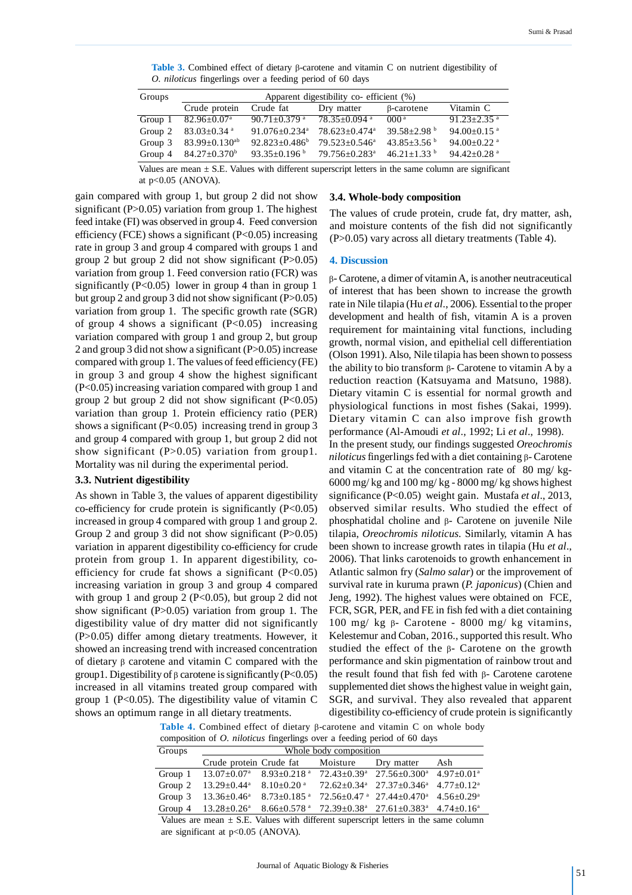**Table 3.** Combined effect of dietary β-carotene and vitamin C on nutrient digestibility of *O. niloticus* fingerlings over a feeding period of 60 days

| Groups | Apparent digestibility co- efficient (%) | | | | |
|---|---|---|---|---|---|
| | Crude protein | Crude fat | Dry matter | β-carotene | Vitamin C |
| Group 1 | 82.96±0.07[a] | 90.71±0.379 [a] | 78.35±0.094 [a] | 000 [a] | 91.23±2.35 [a] |
| Group 2 | 83.03±0.34 [a] | 91.076±0.234[a] | 78.623±0.474[a] | 39.58±2.98 [b] | 94.00±0.15 [a] |
| Group 3 | 83.99±0.130[ab] | 92.823±0.486[b] | 79.523±0.546[a] | 43.85±3.56 [b] | 94.00±0.22 [a] |
| Group 4 | 84.27±0.370[b] | 93.35±0.196 [b] | 79.756±0.283[a] | 46.21±1.33 [b] | 94.42±0.28 [a] |

Values are mean ± S.E. Values with different superscript letters in the same column are significant at p<0.05 (ANOVA).

gain compared with group 1, but group 2 did not show significant (P>0.05) variation from group 1. The highest feed intake (FI) was observed in group 4. Feed conversion efficiency (FCE) shows a significant (P<0.05) increasing rate in group 3 and group 4 compared with groups 1 and group 2 but group 2 did not show significant (P>0.05) variation from group 1. Feed conversion ratio (FCR) was significantly (P<0.05) lower in group 4 than in group 1 but group 2 and group 3 did not show significant (P>0.05) variation from group 1. The specific growth rate (SGR) of group 4 shows a significant (P<0.05) increasing variation compared with group 1 and group 2, but group 2 and group 3 did not show a significant (P>0.05) increase compared with group 1. The values of feed efficiency (FE) in group 3 and group 4 show the highest significant (P<0.05) increasing variation compared with group 1 and group 2 but group 2 did not show significant (P<0.05) variation than group 1. Protein efficiency ratio (PER) shows a significant (P<0.05) increasing trend in group 3 and group 4 compared with group 1, but group 2 did not show significant (P>0.05) variation from group1. Mortality was nil during the experimental period.

### 3.3. Nutrient digestibility

As shown in Table 3, the values of apparent digestibility co-efficiency for crude protein is significantly (P<0.05) increased in group 4 compared with group 1 and group 2. Group 2 and group 3 did not show significant (P>0.05) variation in apparent digestibility co-efficient for crude protein from group 1. In apparent digestibility, co-efficiency for crude fat shows a significant (P<0.05) increasing variation in group 3 and group 4 compared with group 1 and group 2 (P<0.05), but group 2 did not show significant (P>0.05) variation from group 1. The digestibility value of dry matter did not significantly (P>0.05) differ among dietary treatments. However, it showed an increasing trend with increased concentration of dietary β carotene and vitamin C compared with the group1. Digestibility of β carotene is significantly (P<0.05) increased in all vitamins treated group compared with group 1 (P<0.05). The digestibility value of vitamin C shows an optimum range in all dietary treatments.

### 3.4. Whole-body composition

The values of crude protein, crude fat, dry matter, ash, and moisture contents of the fish did not significantly (P>0.05) vary across all dietary treatments (Table 4).

## 4. Discussion

β- Carotene, a dimer of vitamin A, is another neutraceutical of interest that has been shown to increase the growth rate in Nile tilapia (Hu *et al*., 2006). Essential to the proper development and health of fish, vitamin A is a proven requirement for maintaining vital functions, including growth, normal vision, and epithelial cell differentiation (Olson 1991). Also, Nile tilapia has been shown to possess the ability to bio transform β- Carotene to vitamin A by a reduction reaction (Katsuyama and Matsuno, 1988). Dietary vitamin C is essential for normal growth and physiological functions in most fishes (Sakai, 1999). Dietary vitamin C can also improve fish growth performance (Al-Amoudi *et al*., 1992; Li *et al*., 1998).

In the present study, our findings suggested *Oreochromis niloticus* fingerlings fed with a diet containing β- Carotene and vitamin C at the concentration rate of 80 mg/ kg-6000 mg/ kg and 100 mg/ kg - 8000 mg/ kg shows highest significance (P<0.05) weight gain. Mustafa *et al*., 2013, observed similar results. Who studied the effect of phosphatidal choline and β- Carotene on juvenile Nile tilapia, *Oreochromis niloticus.* Similarly, vitamin A has been shown to increase growth rates in tilapia (Hu *et al*., 2006). That links carotenoids to growth enhancement in Atlantic salmon fry (*Salmo salar*) or the improvement of survival rate in kuruma prawn (*P. japonicus*) (Chien and Jeng, 1992). The highest values were obtained on FCE, FCR, SGR, PER, and FE in fish fed with a diet containing 100 mg/ kg β- Carotene - 8000 mg/ kg vitamins, Kelestemur and Coban, 2016., supported this result. Who studied the effect of the β- Carotene on the growth performance and skin pigmentation of rainbow trout and the result found that fish fed with β- Carotene supplemented diet shows the highest value in weight gain, SGR, and survival. They also revealed that apparent digestibility co-efficiency of crude protein is significantly

**Table 4.** Combined effect of dietary β-carotene and vitamin C on whole body composition of *O. niloticus* fingerlings over a feeding period of 60 days

| Groups | Whole body composition | | | | |
|---|---|---|---|---|---|
| | Crude protein | Crude fat | Moisture | Dry matter | Ash |
| Group 1 | 13.07±0.07[a] | 8.93±0.218 [a] | 72.43±0.39[a] | 27.56±0.300[a] | 4.97±0.01[a] |
| Group 2 | 13.29±0.44[a] | 8.10±0.20 [a] | 72.62±0.34[a] | 27.37±0.346[a] | 4.77±0.12[a] |
| Group 3 | 13.36±0.46[a] | 8.73±0.185 [a] | 72.56±0.47 [a] | 27.44±0.470[a] | 4.56±0.29[a] |
| Group 4 | 13.28±0.26[a] | 8.66±0.578 [a] | 72.39±0.38[a] | 27.61±0.383[a] | 4.74±0.16[a] |

Values are mean ± S.E. Values with different superscript letters in the same column are significant at p<0.05 (ANOVA).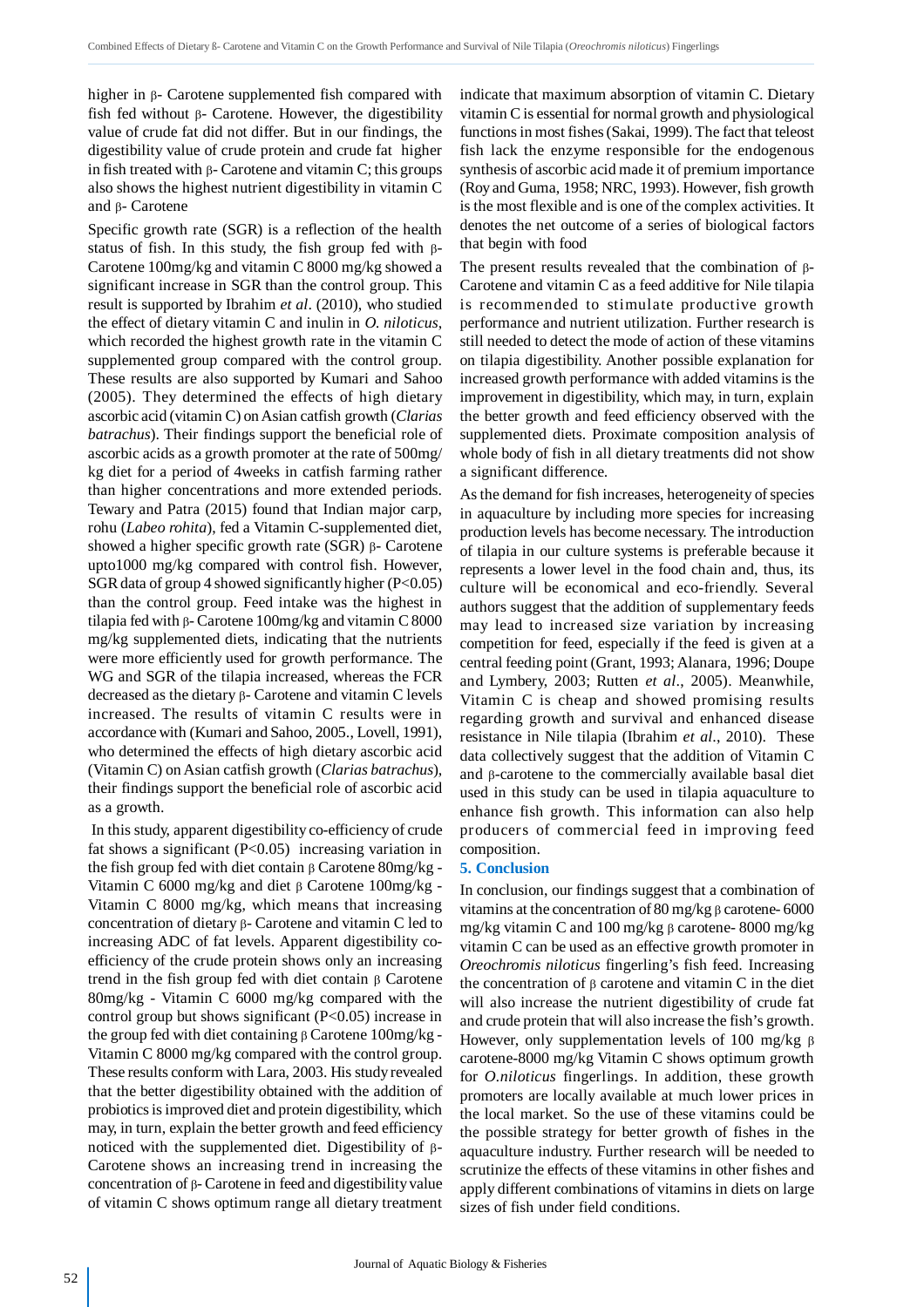higher in β- Carotene supplemented fish compared with fish fed without β- Carotene. However, the digestibility value of crude fat did not differ. But in our findings, the digestibility value of crude protein and crude fat higher in fish treated with β- Carotene and vitamin C; this groups also shows the highest nutrient digestibility in vitamin C and β- Carotene

Specific growth rate (SGR) is a reflection of the health status of fish. In this study, the fish group fed with β- Carotene 100mg/kg and vitamin C 8000 mg/kg showed a significant increase in SGR than the control group. This result is supported by Ibrahim *et al*. (2010), who studied the effect of dietary vitamin C and inulin in *O. niloticus*, which recorded the highest growth rate in the vitamin C supplemented group compared with the control group. These results are also supported by Kumari and Sahoo (2005). They determined the effects of high dietary ascorbic acid (vitamin C) on Asian catfish growth (*Clarias batrachus*). Their findings support the beneficial role of ascorbic acids as a growth promoter at the rate of 500mg/kg diet for a period of 4weeks in catfish farming rather than higher concentrations and more extended periods. Tewary and Patra (2015) found that Indian major carp, rohu (*Labeo rohita*), fed a Vitamin C-supplemented diet, showed a higher specific growth rate (SGR) β- Carotene upto1000 mg/kg compared with control fish. However, SGR data of group 4 showed significantly higher (P<0.05) than the control group. Feed intake was the highest in tilapia fed with β- Carotene 100mg/kg and vitamin C 8000 mg/kg supplemented diets, indicating that the nutrients were more efficiently used for growth performance. The WG and SGR of the tilapia increased, whereas the FCR decreased as the dietary β- Carotene and vitamin C levels increased. The results of vitamin C results were in accordance with (Kumari and Sahoo, 2005., Lovell, 1991), who determined the effects of high dietary ascorbic acid (Vitamin C) on Asian catfish growth (*Clarias batrachus*), their findings support the beneficial role of ascorbic acid as a growth.

In this study, apparent digestibility co-efficiency of crude fat shows a significant (P<0.05) increasing variation in the fish group fed with diet contain β Carotene 80mg/kg - Vitamin C 6000 mg/kg and diet β Carotene 100mg/kg - Vitamin C 8000 mg/kg, which means that increasing concentration of dietary β- Carotene and vitamin C led to increasing ADC of fat levels. Apparent digestibility co-efficiency of the crude protein shows only an increasing trend in the fish group fed with diet contain β Carotene 80mg/kg - Vitamin C 6000 mg/kg compared with the control group but shows significant (P<0.05) increase in the group fed with diet containing β Carotene 100mg/kg - Vitamin C 8000 mg/kg compared with the control group. These results conform with Lara, 2003. His study revealed that the better digestibility obtained with the addition of probiotics is improved diet and protein digestibility, which may, in turn, explain the better growth and feed efficiency noticed with the supplemented diet. Digestibility of β- Carotene shows an increasing trend in increasing the concentration of β- Carotene in feed and digestibility value of vitamin C shows optimum range all dietary treatment indicate that maximum absorption of vitamin C. Dietary vitamin C is essential for normal growth and physiological functions in most fishes (Sakai, 1999). The fact that teleost fish lack the enzyme responsible for the endogenous synthesis of ascorbic acid made it of premium importance (Roy and Guma, 1958; NRC, 1993). However, fish growth is the most flexible and is one of the complex activities. It denotes the net outcome of a series of biological factors that begin with food

The present results revealed that the combination of β- Carotene and vitamin C as a feed additive for Nile tilapia is recommended to stimulate productive growth performance and nutrient utilization. Further research is still needed to detect the mode of action of these vitamins on tilapia digestibility. Another possible explanation for increased growth performance with added vitamins is the improvement in digestibility, which may, in turn, explain the better growth and feed efficiency observed with the supplemented diets. Proximate composition analysis of whole body of fish in all dietary treatments did not show a significant difference.

As the demand for fish increases, heterogeneity of species in aquaculture by including more species for increasing production levels has become necessary. The introduction of tilapia in our culture systems is preferable because it represents a lower level in the food chain and, thus, its culture will be economical and eco-friendly. Several authors suggest that the addition of supplementary feeds may lead to increased size variation by increasing competition for feed, especially if the feed is given at a central feeding point (Grant, 1993; Alanara, 1996; Doupe and Lymbery, 2003; Rutten *et al*., 2005). Meanwhile, Vitamin C is cheap and showed promising results regarding growth and survival and enhanced disease resistance in Nile tilapia (Ibrahim *et al*., 2010). These data collectively suggest that the addition of Vitamin C and β-carotene to the commercially available basal diet used in this study can be used in tilapia aquaculture to enhance fish growth. This information can also help producers of commercial feed in improving feed composition.

### 5. Conclusion

In conclusion, our findings suggest that a combination of vitamins at the concentration of 80 mg/kg β carotene- 6000 mg/kg vitamin C and 100 mg/kg β carotene- 8000 mg/kg vitamin C can be used as an effective growth promoter in *Oreochromis niloticus* fingerling's fish feed. Increasing the concentration of β carotene and vitamin C in the diet will also increase the nutrient digestibility of crude fat and crude protein that will also increase the fish's growth. However, only supplementation levels of 100 mg/kg β carotene-8000 mg/kg Vitamin C shows optimum growth for *O.niloticus* fingerlings. In addition, these growth promoters are locally available at much lower prices in the local market. So the use of these vitamins could be the possible strategy for better growth of fishes in the aquaculture industry. Further research will be needed to scrutinize the effects of these vitamins in other fishes and apply different combinations of vitamins in diets on large sizes of fish under field conditions.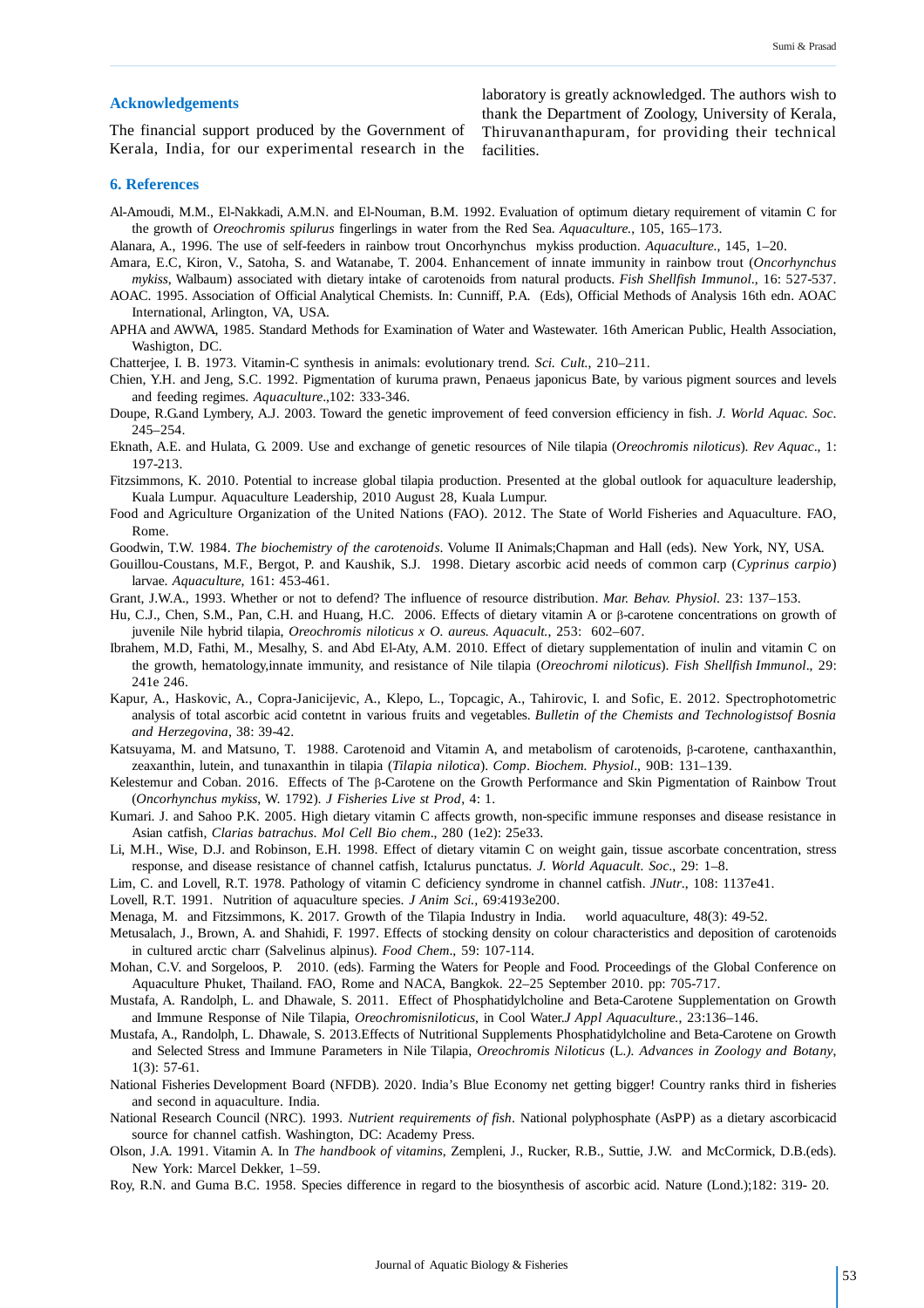### Acknowledgements

The financial support produced by the Government of Kerala, India, for our experimental research in the laboratory is greatly acknowledged. The authors wish to thank the Department of Zoology, University of Kerala, Thiruvananthapuram, for providing their technical facilities.

### 6. References

Al-Amoudi, M.M., El-Nakkadi, A.M.N. and El-Nouman, B.M. 1992. Evaluation of optimum dietary requirement of vitamin C for the growth of *Oreochromis spilurus* fingerlings in water from the Red Sea. *Aquaculture.*, 105, 165–173.

Alanara, A., 1996. The use of self-feeders in rainbow trout Oncorhynchus mykiss production. *Aquaculture.*, 145, 1–20.

Amara, E.C, Kiron, V., Satoha, S. and Watanabe, T. 2004. Enhancement of innate immunity in rainbow trout (*Oncorhynchus mykiss*, Walbaum) associated with dietary intake of carotenoids from natural products. *Fish Shellfish Immunol*., 16: 527-537.

AOAC. 1995. Association of Official Analytical Chemists. In: Cunniff, P.A. (Eds), Official Methods of Analysis 16th edn. AOAC International, Arlington, VA, USA.

APHA and AWWA, 1985. Standard Methods for Examination of Water and Wastewater. 16th American Public, Health Association, Washigton, DC.

Chatterjee, I. B. 1973. Vitamin-C synthesis in animals: evolutionary trend. *Sci. Cult.*, 210–211.

Chien, Y.H. and Jeng, S.C. 1992. Pigmentation of kuruma prawn, Penaeus japonicus Bate, by various pigment sources and levels and feeding regimes. *Aquaculture*.,102: 333-346.

Doupe, R.G.and Lymbery, A.J. 2003. Toward the genetic improvement of feed conversion efficiency in fish. *J. World Aquac. Soc*. 245–254.

Eknath, A.E. and Hulata, G. 2009. Use and exchange of genetic resources of Nile tilapia (*Oreochromis niloticus*). *Rev Aquac*., 1: 197-213.

Fitzsimmons, K. 2010. Potential to increase global tilapia production. Presented at the global outlook for aquaculture leadership, Kuala Lumpur. Aquaculture Leadership, 2010 August 28, Kuala Lumpur.

Food and Agriculture Organization of the United Nations (FAO). 2012. The State of World Fisheries and Aquaculture. FAO, Rome.

Goodwin, T.W. 1984. *The biochemistry of the carotenoids*. Volume II Animals;Chapman and Hall (eds). New York, NY, USA.

Gouillou-Coustans, M.F., Bergot, P. and Kaushik, S.J. 1998. Dietary ascorbic acid needs of common carp (*Cyprinus carpio*) larvae. *Aquaculture*, 161: 453-461.

Grant, J.W.A., 1993. Whether or not to defend? The influence of resource distribution. *Mar. Behav. Physiol*. 23: 137–153.

Hu, C.J., Chen, S.M., Pan, C.H. and Huang, H.C. 2006. Effects of dietary vitamin A or β-carotene concentrations on growth of juvenile Nile hybrid tilapia, *Oreochromis niloticus x O. aureus. Aquacult.*, 253: 602–607.

Ibrahem, M.D, Fathi, M., Mesalhy, S. and Abd El-Aty, A.M. 2010. Effect of dietary supplementation of inulin and vitamin C on the growth, hematology,innate immunity, and resistance of Nile tilapia (*Oreochromi niloticus*). *Fish Shellfish Immunol*., 29: 241e 246.

Kapur, A., Haskovic, A., Copra-Janicijevic, A., Klepo, L., Topcagic, A., Tahirovic, I. and Sofic, E. 2012. Spectrophotometric analysis of total ascorbic acid contetnt in various fruits and vegetables. *Bulletin of the Chemists and Technologistsof Bosnia and Herzegovina*, 38: 39-42.

Katsuyama, M. and Matsuno, T. 1988. Carotenoid and Vitamin A, and metabolism of carotenoids, β-carotene, canthaxanthin, zeaxanthin, lutein, and tunaxanthin in tilapia (*Tilapia nilotica*). *Comp. Biochem. Physiol*., 90B: 131–139.

Kelestemur and Coban. 2016. Effects of The β-Carotene on the Growth Performance and Skin Pigmentation of Rainbow Trout (*Oncorhynchus mykiss*, W. 1792). *J Fisheries Live st Prod*, 4: 1.

Kumari. J. and Sahoo P.K. 2005. High dietary vitamin C affects growth, non-specific immune responses and disease resistance in Asian catfish, *Clarias batrachus*. *Mol Cell Bio chem*., 280 (1e2): 25e33.

Li, M.H., Wise, D.J. and Robinson, E.H. 1998. Effect of dietary vitamin C on weight gain, tissue ascorbate concentration, stress response, and disease resistance of channel catfish, Ictalurus punctatus. *J. World Aquacult. Soc*., 29: 1–8.

Lim, C. and Lovell, R.T. 1978. Pathology of vitamin C deficiency syndrome in channel catfish. *JNutr*., 108: 1137e41.

Lovell, R.T. 1991. Nutrition of aquaculture species. *J Anim Sci.*, 69:4193e200.

Menaga, M. and Fitzsimmons, K. 2017. Growth of the Tilapia Industry in India. world aquaculture, 48(3): 49-52.

Metusalach, J., Brown, A. and Shahidi, F. 1997. Effects of stocking density on colour characteristics and deposition of carotenoids in cultured arctic charr (Salvelinus alpinus). *Food Chem*., 59: 107-114.

Mohan, C.V. and Sorgeloos, P. 2010. (eds). Farming the Waters for People and Food. Proceedings of the Global Conference on Aquaculture Phuket, Thailand. FAO, Rome and NACA, Bangkok. 22–25 September 2010. pp: 705-717.

Mustafa, A. Randolph, L. and Dhawale, S. 2011. Effect of Phosphatidylcholine and Beta-Carotene Supplementation on Growth and Immune Response of Nile Tilapia, *Oreochromisniloticus*, in Cool Water.*J Appl Aquaculture.*, 23:136–146.

Mustafa, A., Randolph, L. Dhawale, S. 2013.Effects of Nutritional Supplements Phosphatidylcholine and Beta-Carotene on Growth and Selected Stress and Immune Parameters in Nile Tilapia, *Oreochromis Niloticus* (L.*). Advances in Zoology and Botany*, 1(3): 57-61.

National Fisheries Development Board (NFDB). 2020. India's Blue Economy net getting bigger! Country ranks third in fisheries and second in aquaculture. India.

National Research Council (NRC). 1993. *Nutrient requirements of fish*. National polyphosphate (AsPP) as a dietary ascorbicacid source for channel catfish. Washington, DC: Academy Press.

Olson, J.A. 1991. Vitamin A. In *The handbook of vitamins*, Zempleni, J., Rucker, R.B., Suttie, J.W. and McCormick, D.B.(eds). New York: Marcel Dekker, 1–59.

Roy, R.N. and Guma B.C. 1958. Species difference in regard to the biosynthesis of ascorbic acid. Nature (Lond.);182: 319- 20.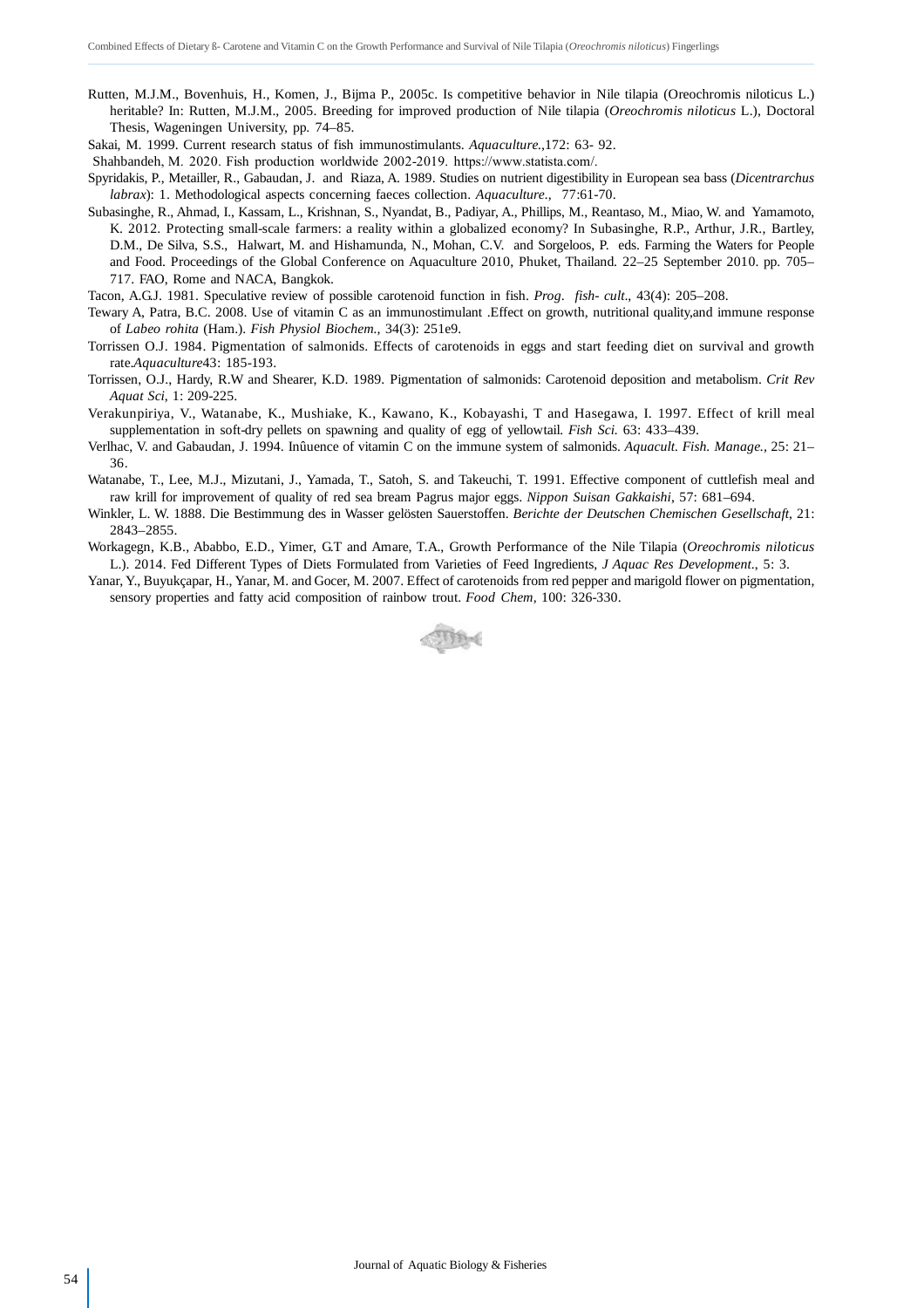Rutten, M.J.M., Bovenhuis, H., Komen, J., Bijma P., 2005c. Is competitive behavior in Nile tilapia (Oreochromis niloticus L.) heritable? In: Rutten, M.J.M., 2005. Breeding for improved production of Nile tilapia (*Oreochromis niloticus* L.), Doctoral Thesis, Wageningen University, pp. 74–85.

Sakai, M. 1999. Current research status of fish immunostimulants. *Aquaculture.*,172: 63- 92.

Shahbandeh, M. 2020. Fish production worldwide 2002-2019. https://www.statista.com/.

Spyridakis, P., Metailler, R., Gabaudan, J. and Riaza, A. 1989. Studies on nutrient digestibility in European sea bass (*Dicentrarchus labrax*): 1. Methodological aspects concerning faeces collection. *Aquaculture.,* 77:61-70.

Subasinghe, R., Ahmad, I., Kassam, L., Krishnan, S., Nyandat, B., Padiyar, A., Phillips, M., Reantaso, M., Miao, W. and Yamamoto, K. 2012. Protecting small-scale farmers: a reality within a globalized economy? In Subasinghe, R.P., Arthur, J.R., Bartley, D.M., De Silva, S.S., Halwart, M. and Hishamunda, N., Mohan, C.V. and Sorgeloos, P. eds. Farming the Waters for People and Food. Proceedings of the Global Conference on Aquaculture 2010, Phuket, Thailand. 22–25 September 2010. pp. 705–717. FAO, Rome and NACA, Bangkok.

Tacon, A.G.J. 1981. Speculative review of possible carotenoid function in fish. *Prog. fish- cult*., 43(4): 205–208.

Tewary A, Patra, B.C. 2008. Use of vitamin C as an immunostimulant .Effect on growth, nutritional quality,and immune response of *Labeo rohita* (Ham.). *Fish Physiol Biochem.,* 34(3): 251e9.

Torrissen O.J. 1984. Pigmentation of salmonids. Effects of carotenoids in eggs and start feeding diet on survival and growth rate.*Aquaculture*43: 185-193.

Torrissen, O.J., Hardy, R.W and Shearer, K.D. 1989. Pigmentation of salmonids: Carotenoid deposition and metabolism. *Crit Rev Aquat Sci*, 1: 209-225.

Verakunpiriya, V., Watanabe, K., Mushiake, K., Kawano, K., Kobayashi, T and Hasegawa, I. 1997. Effect of krill meal supplementation in soft-dry pellets on spawning and quality of egg of yellowtail. *Fish Sci.* 63: 433–439.

Verlhac, V. and Gabaudan, J. 1994. Inûuence of vitamin C on the immune system of salmonids. *Aquacult. Fish. Manage.*, 25: 21–36.

Watanabe, T., Lee, M.J., Mizutani, J., Yamada, T., Satoh, S. and Takeuchi, T. 1991. Effective component of cuttlefish meal and raw krill for improvement of quality of red sea bream Pagrus major eggs. *Nippon Suisan Gakkaishi*, 57: 681–694.

Winkler, L. W. 1888. Die Bestimmung des in Wasser gelösten Sauerstoffen. *Berichte der Deutschen Chemischen Gesellschaft*, 21: 2843–2855.

Workagegn, K.B., Ababbo, E.D., Yimer, G.T and Amare, T.A., Growth Performance of the Nile Tilapia (*Oreochromis niloticus* L.). 2014. Fed Different Types of Diets Formulated from Varieties of Feed Ingredients, *J Aquac Res Development*., 5: 3.

Yanar, Y., Buyukçapar, H., Yanar, M. and Gocer, M. 2007. Effect of carotenoids from red pepper and marigold flower on pigmentation, sensory properties and fatty acid composition of rainbow trout. *Food Chem,* 100: 326-330.